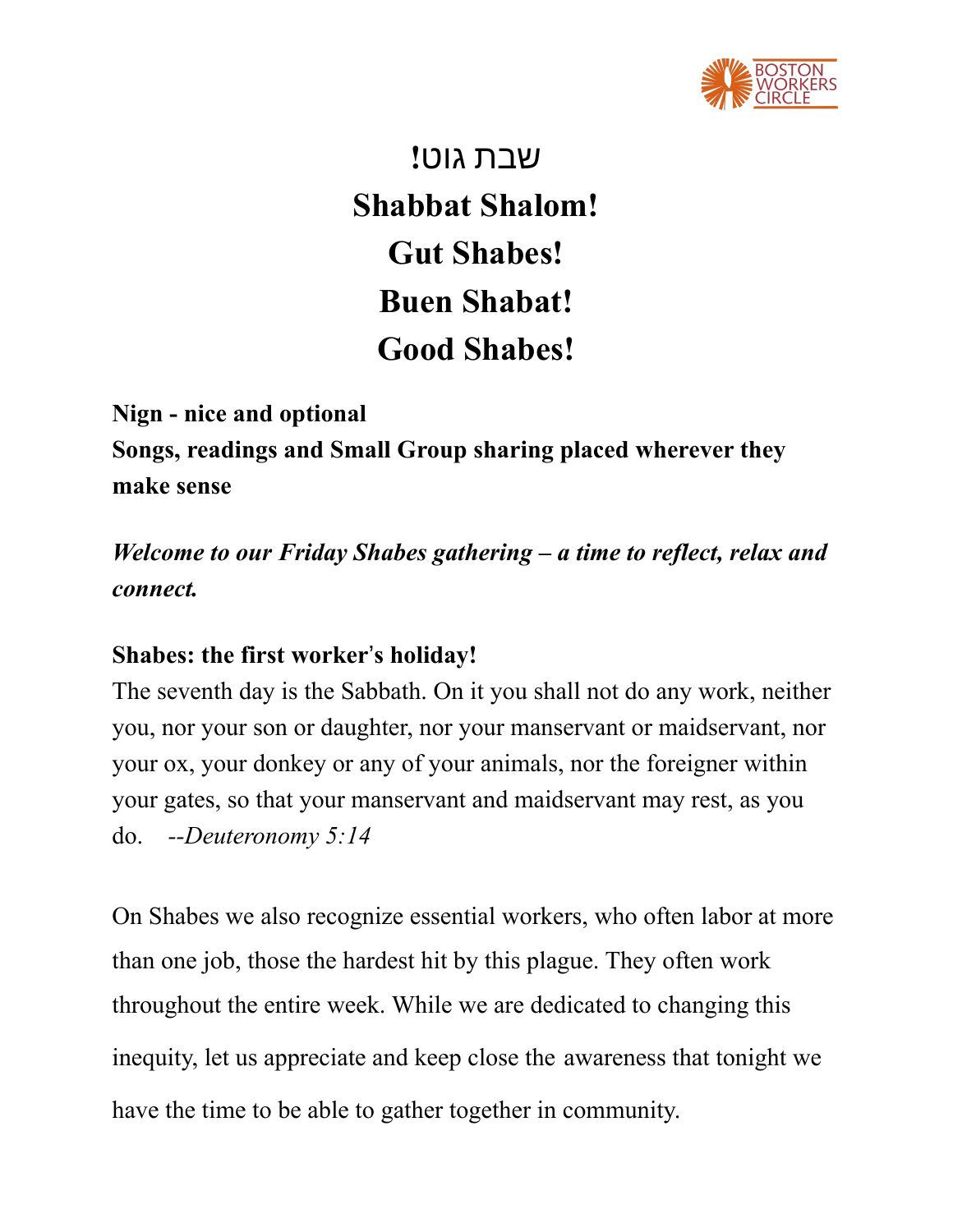# !שבת גוט

# Shabbat Shalom!

# Gut Shabes!

# Buen Shabat!

# Good Shabes!

**Nign - nice and optional**

**Songs, readings and Small Group sharing placed wherever they make sense**

***Welcome to our Friday Shabes gathering – a time to reflect, relax and connect.***

**Shabes: the first worker's holiday!**

The seventh day is the Sabbath. On it you shall not do any work, neither you, nor your son or daughter, nor your manservant or maidservant, nor your ox, your donkey or any of your animals, nor the foreigner within your gates, so that your manservant and maidservant may rest, as you do. *--Deuteronomy 5:14*

On Shabes we also recognize essential workers, who often labor at more than one job, those the hardest hit by this plague. They often work throughout the entire week. While we are dedicated to changing this inequity, let us appreciate and keep close the awareness that tonight we have the time to be able to gather together in community.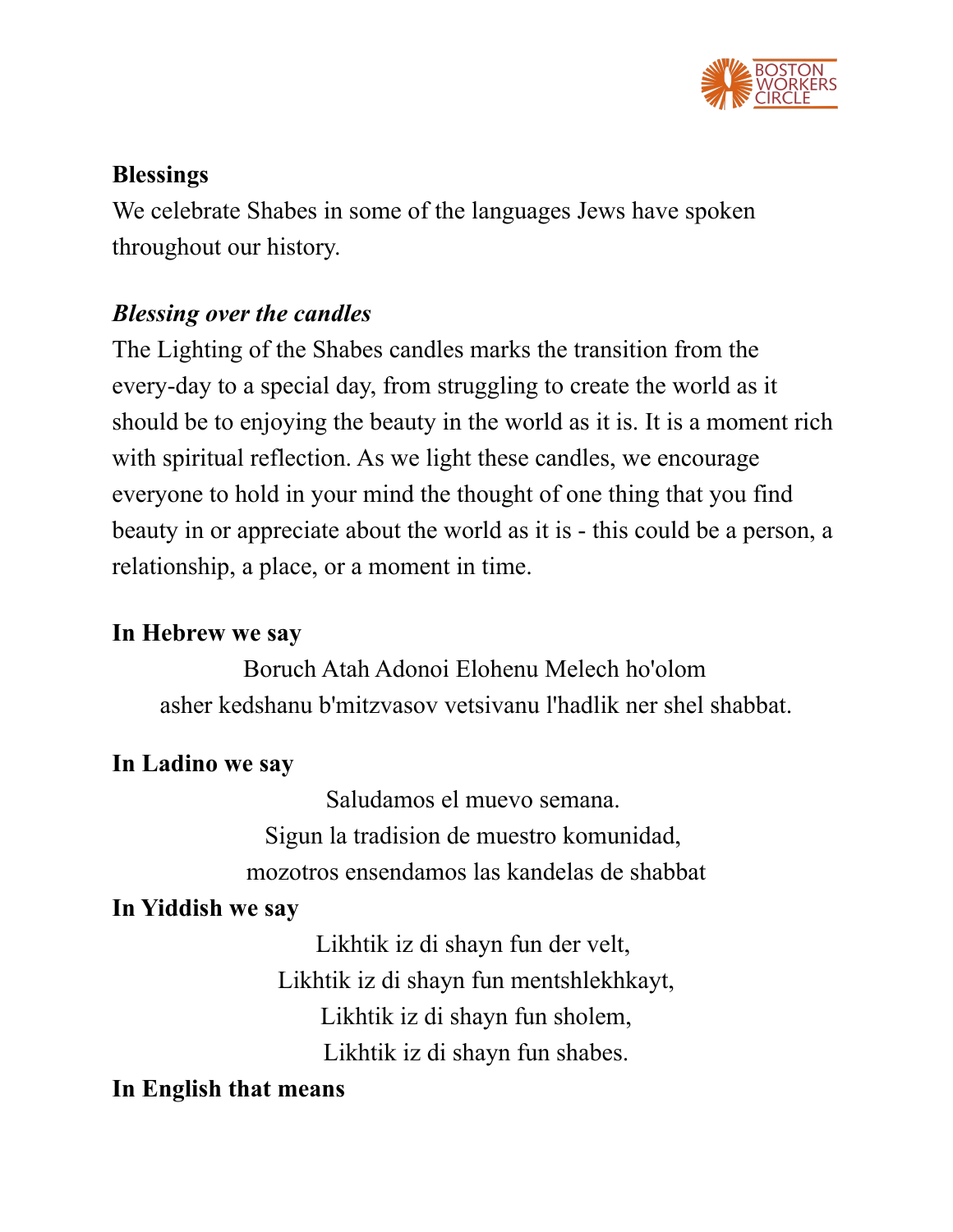**Blessings**

We celebrate Shabes in some of the languages Jews have spoken throughout our history.

***Blessing over the candles***

The Lighting of the Shabes candles marks the transition from the every-day to a special day, from struggling to create the world as it should be to enjoying the beauty in the world as it is. It is a moment rich with spiritual reflection. As we light these candles, we encourage everyone to hold in your mind the thought of one thing that you find beauty in or appreciate about the world as it is - this could be a person, a relationship, a place, or a moment in time.

**In Hebrew we say**

Boruch Atah Adonoi Elohenu Melech ho'olom
asher kedshanu b'mitzvasov vetsivanu l'hadlik ner shel shabbat.

**In Ladino we say**

Saludamos el muevo semana.
Sigun la tradision de muestro komunidad,
mozotros ensendamos las kandelas de shabbat

**In Yiddish we say**

Likhtik iz di shayn fun der velt,
Likhtik iz di shayn fun mentshlekhkayt,
Likhtik iz di shayn fun sholem,
Likhtik iz di shayn fun shabes.

**In English that means**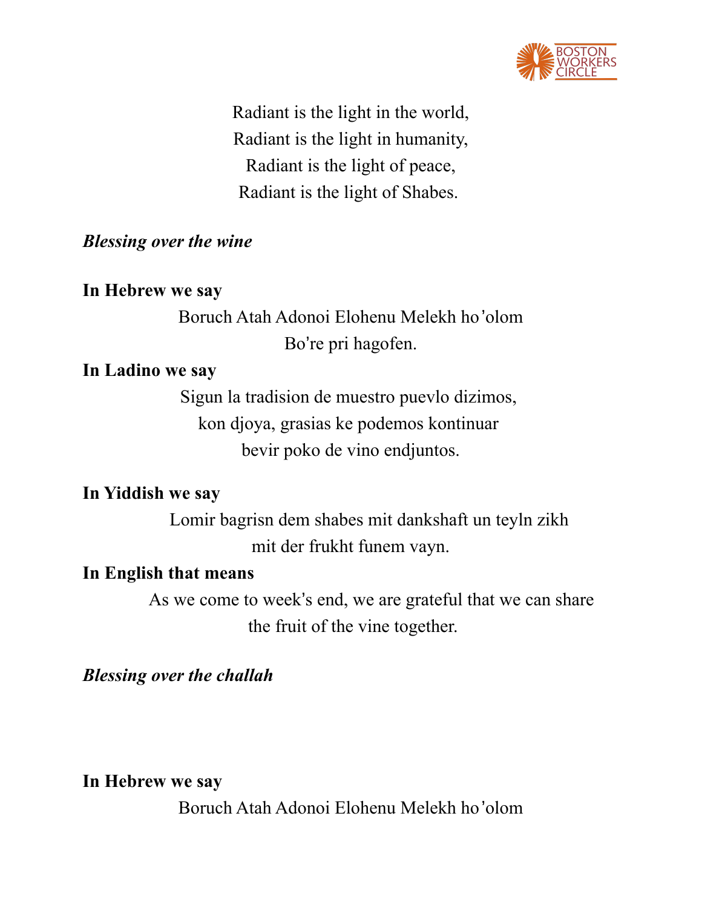Radiant is the light in the world,
Radiant is the light in humanity,
Radiant is the light of peace,
Radiant is the light of Shabes.

***Blessing over the wine***

**In Hebrew we say**

Boruch Atah Adonoi Elohenu Melekh ho'olom
Bo're pri hagofen.

**In Ladino we say**

Sigun la tradision de muestro puevlo dizimos,
kon djoya, grasias ke podemos kontinuar
bevir poko de vino endjuntos.

**In Yiddish we say**

Lomir bagrisn dem shabes mit dankshaft un teyln zikh
mit der frukht funem vayn.

**In English that means**

As we come to week's end, we are grateful that we can share
the fruit of the vine together.

***Blessing over the challah***

**In Hebrew we say**

Boruch Atah Adonoi Elohenu Melekh ho'olom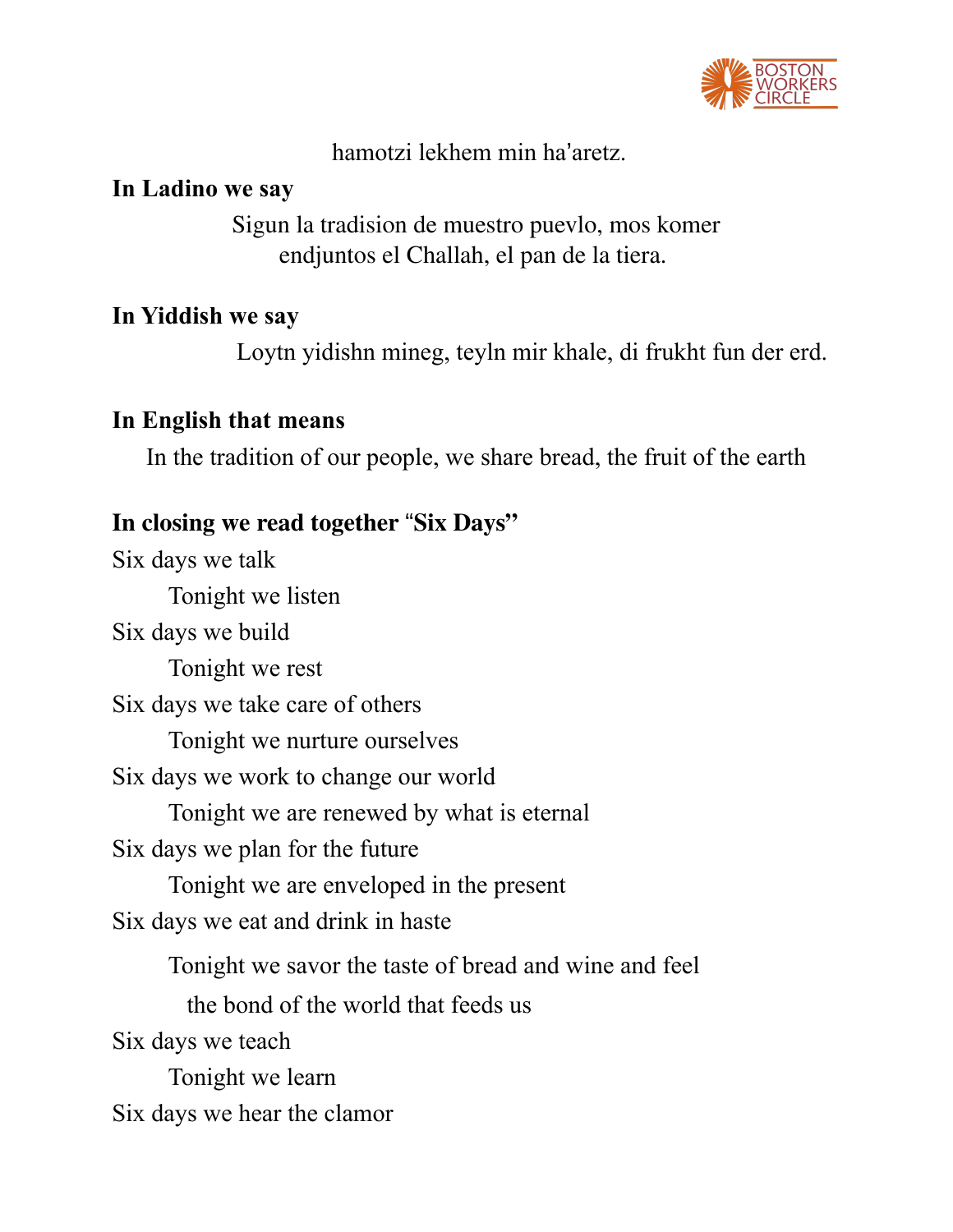hamotzi lekhem min ha'aretz.

**In Ladino we say**

Sigun la tradision de muestro puevlo, mos komer endjuntos el Challah, el pan de la tiera.

**In Yiddish we say**

Loytn yidishn mineg, teyln mir khale, di frukht fun der erd.

**In English that means**

In the tradition of our people, we share bread, the fruit of the earth

**In closing we read together "Six Days"**

Six days we talk

Tonight we listen

Six days we build

Tonight we rest

Six days we take care of others

Tonight we nurture ourselves

Six days we work to change our world

Tonight we are renewed by what is eternal

Six days we plan for the future

Tonight we are enveloped in the present

Six days we eat and drink in haste

Tonight we savor the taste of bread and wine and feel the bond of the world that feeds us

Six days we teach

Tonight we learn

Six days we hear the clamor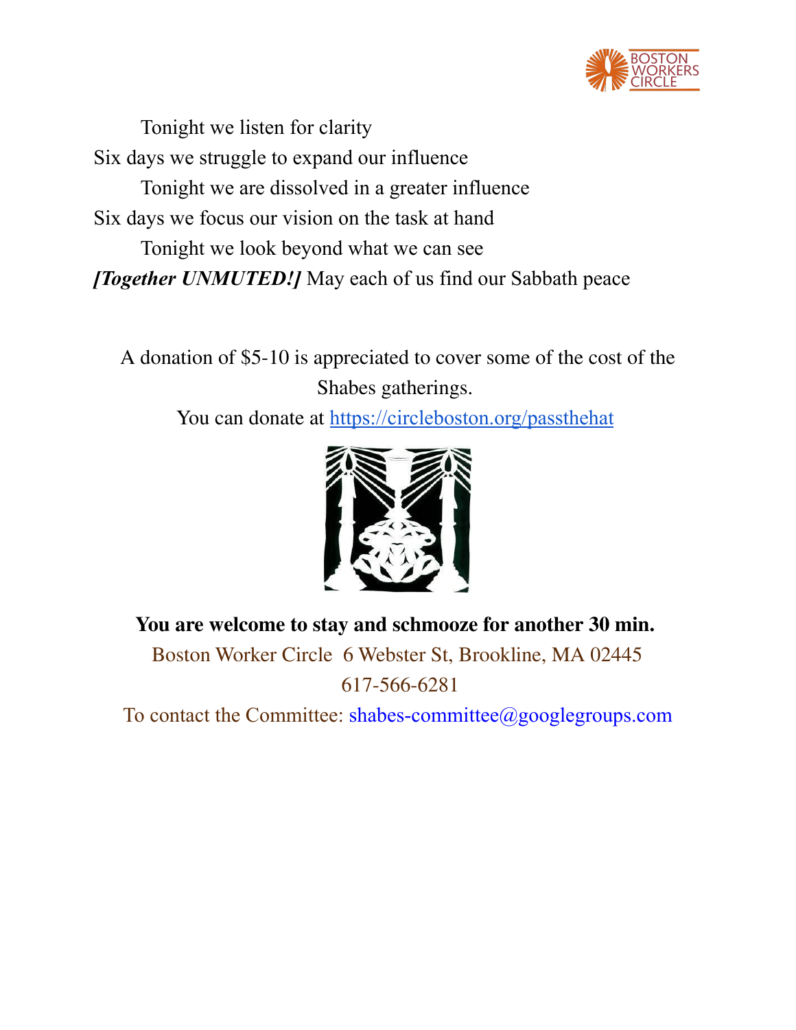Tonight we listen for clarity

Six days we struggle to expand our influence

Tonight we are dissolved in a greater influence

Six days we focus our vision on the task at hand

Tonight we look beyond what we can see

***[Together UNMUTED!]*** May each of us find our Sabbath peace

A donation of $5-10 is appreciated to cover some of the cost of the Shabes gatherings.

You can donate at https://circleboston.org/passthehat

**You are welcome to stay and schmooze for another 30 min.**

Boston Worker Circle  6 Webster St, Brookline, MA 02445

617-566-6281

To contact the Committee: shabes-committee@googlegroups.com